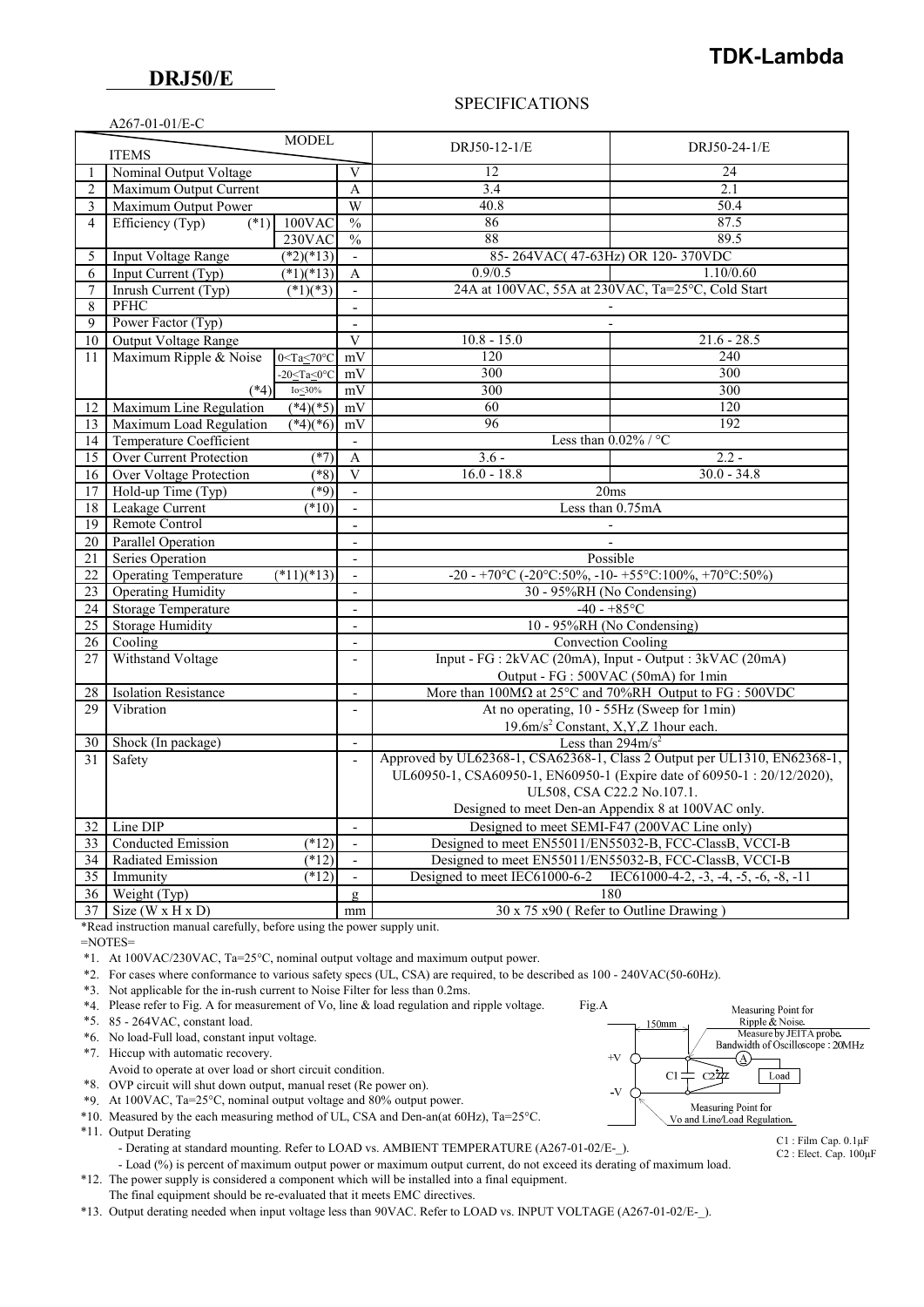**TDK-Lambda**

# DRJ50/E

## SPECIFICATIONS

A267-01-01/E-C

| | ITEMS / MODEL | | | DRJ50-12-1/E | DRJ50-24-1/E |
|---|---|---|---|---|---|
| 1 | Nominal Output Voltage | | V | 12 | 24 |
| 2 | Maximum Output Current | | A | 3.4 | 2.1 |
| 3 | Maximum Output Power | | W | 40.8 | 50.4 |
| 4 | Efficiency (Typ) (*1) | 100VAC | % | 86 | 87.5 |
| | | 230VAC | % | 88 | 89.5 |
| 5 | Input Voltage Range (*2)(*13) | | - | 85- 264VAC( 47-63Hz) OR 120- 370VDC | |
| 6 | Input Current (Typ) (*1)(*13) | | A | 0.9/0.5 | 1.10/0.60 |
| 7 | Inrush Current (Typ) (*1)(*3) | | - | 24A at 100VAC, 55A at 230VAC, Ta=25°C, Cold Start | |
| 8 | PFHC | | - | - | |
| 9 | Power Factor (Typ) | | - | - | |
| 10 | Output Voltage Range | | V | 10.8 - 15.0 | 21.6 - 28.5 |
| 11 | Maximum Ripple & Noise | 0<Ta≤70°C | mV | 120 | 240 |
| | | -20≤Ta≤0°C | mV | 300 | 300 |
| | (*4) | Io≤30% | mV | 300 | 300 |
| 12 | Maximum Line Regulation (*4)(*5) | | mV | 60 | 120 |
| 13 | Maximum Load Regulation (*4)(*6) | | mV | 96 | 192 |
| 14 | Temperature Coefficient | | - | Less than 0.02% / °C | |
| 15 | Over Current Protection (*7) | | A | 3.6 - | 2.2 - |
| 16 | Over Voltage Protection (*8) | | V | 16.0 - 18.8 | 30.0 - 34.8 |
| 17 | Hold-up Time (Typ) (*9) | | - | 20ms | |
| 18 | Leakage Current (*10) | | - | Less than 0.75mA | |
| 19 | Remote Control | | - | - | |
| 20 | Parallel Operation | | - | - | |
| 21 | Series Operation | | - | Possible | |
| 22 | Operating Temperature (*11)(*13) | | - | -20 - +70°C (-20°C:50%, -10- +55°C:100%, +70°C:50%) | |
| 23 | Operating Humidity | | - | 30 - 95%RH (No Condensing) | |
| 24 | Storage Temperature | | - | -40 - +85°C | |
| 25 | Storage Humidity | | - | 10 - 95%RH (No Condensing) | |
| 26 | Cooling | | - | Convection Cooling | |
| 27 | Withstand Voltage | | - | Input - FG : 2kVAC (20mA), Input - Output : 3kVAC (20mA) Output - FG : 500VAC (50mA) for 1min | |
| 28 | Isolation Resistance | | - | More than 100MΩ at 25°C and 70%RH Output to FG : 500VDC | |
| 29 | Vibration | | - | At no operating, 10 - 55Hz (Sweep for 1min) 19.6m/s$^2$ Constant, X,Y,Z 1hour each. | |
| 30 | Shock (In package) | | - | Less than 294m/s$^2$ | |
| 31 | Safety | | - | Approved by UL62368-1, CSA62368-1, Class 2 Output per UL1310, EN62368-1, UL60950-1, CSA60950-1, EN60950-1 (Expire date of 60950-1 : 20/12/2020), UL508, CSA C22.2 No.107.1. Designed to meet Den-an Appendix 8 at 100VAC only. | |
| 32 | Line DIP | | - | Designed to meet SEMI-F47 (200VAC Line only) | |
| 33 | Conducted Emission (*12) | | - | Designed to meet EN55011/EN55032-B, FCC-ClassB, VCCI-B | |
| 34 | Radiated Emission (*12) | | - | Designed to meet EN55011/EN55032-B, FCC-ClassB, VCCI-B | |
| 35 | Immunity (*12) | | - | Designed to meet IEC61000-6-2 IEC61000-4-2, -3, -4, -5, -6, -8, -11 | |
| 36 | Weight (Typ) | | g | 180 | |
| 37 | Size (W x H x D) | | mm | 30 x 75 x90 ( Refer to Outline Drawing ) | |

*Read instruction manual carefully, before using the power supply unit.

=NOTES=

*1. At 100VAC/230VAC, Ta=25°C, nominal output voltage and maximum output power.

*2. For cases where conformance to various safety specs (UL, CSA) are required, to be described as 100 - 240VAC(50-60Hz).

*3. Not applicable for the in-rush current to Noise Filter for less than 0.2ms.

*4. Please refer to Fig. A for measurement of Vo, line & load regulation and ripple voltage.

*5. 85 - 264VAC, constant load.

*6. No load-Full load, constant input voltage.

*7. Hiccup with automatic recovery.
Avoid to operate at over load or short circuit condition.

*8. OVP circuit will shut down output, manual reset (Re power on).

*9. At 100VAC, Ta=25°C, nominal output voltage and 80% output power.

*10. Measured by the each measuring method of UL, CSA and Den-an(at 60Hz), Ta=25°C.

*11. Output Derating
- Derating at standard mounting. Refer to LOAD vs. AMBIENT TEMPERATURE (A267-01-02/E-_).
- Load (%) is percent of maximum output power or maximum output current, do not exceed its derating of maximum load.

*12. The power supply is considered a component which will be installed into a final equipment.
The final equipment should be re-evaluated that it meets EMC directives.

*13. Output derating needed when input voltage less than 90VAC. Refer to LOAD vs. INPUT VOLTAGE (A267-01-02/E-_).

Fig.A

Measuring Point for Ripple & Noise. Measure by JEITA probe. Bandwidth of Oscilloscope : 20MHz

150mm

+V, -V, C1, C2, A, Load

Measuring Point for Vo and Line/Load Regulation.

C1 : Film Cap. 0.1μF
C2 : Elect. Cap. 100μF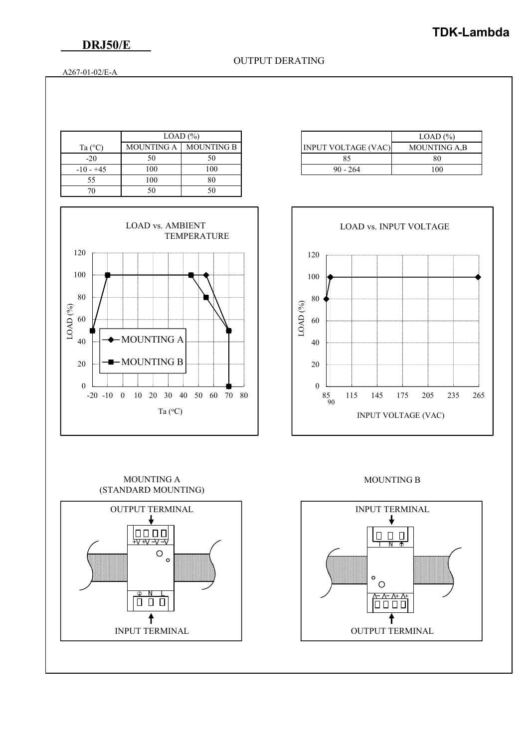## DRJ50/E

OUTPUT DERATING

A267-01-02/E-A

| | LOAD (%) | |
|---|---|---|
| Ta (°C) | MOUNTING A | MOUNTING B |
| -20 | 50 | 50 |
| -10 - +45 | 100 | 100 |
| 55 | 100 | 80 |
| 70 | 50 | 50 |

| | LOAD (%) |
|---|---|
| INPUT VOLTAGE (VAC) | MOUNTING A,B |
| 85 | 80 |
| 90 - 264 | 100 |

LOAD vs. AMBIENT TEMPERATURE

LOAD (%)

120
100
80
60
40
20
0

-20 -10 0 10 20 30 40 50 60 70 80

Ta (°C)

MOUNTING A
MOUNTING B

LOAD vs. INPUT VOLTAGE

LOAD (%)

120
100
80
60
40
20
0

85 90 115 145 175 205 235 265

INPUT VOLTAGE (VAC)

MOUNTING A
(STANDARD MOUNTING)

OUTPUT TERMINAL

+V +V −V −V

⏚ N L

INPUT TERMINAL

MOUNTING B

INPUT TERMINAL

L N ⏚

−V −V +V +V

OUTPUT TERMINAL